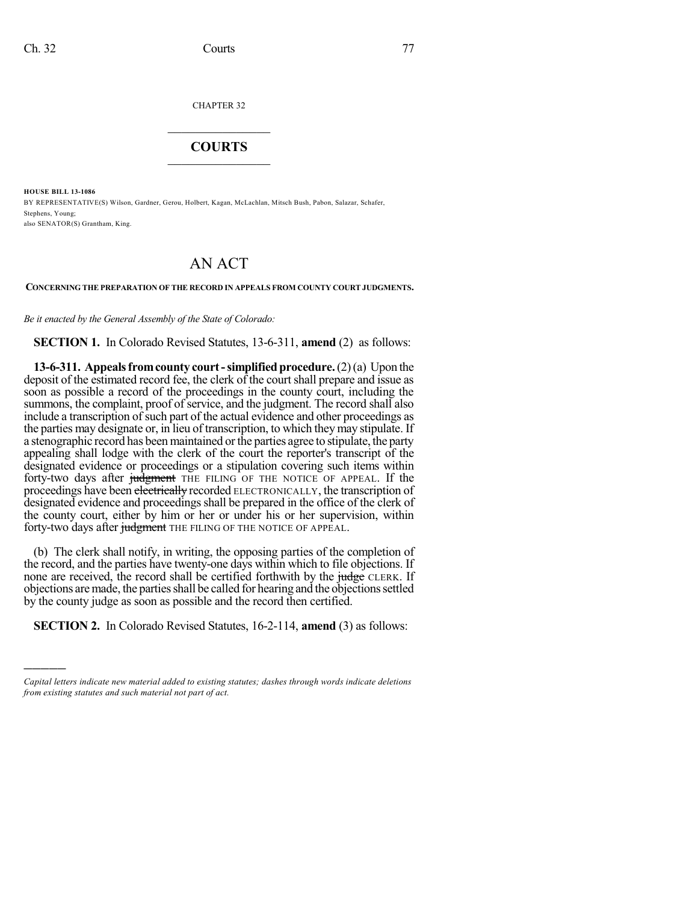CHAPTER 32

## COURTS

**HOUSE BILL 13-1086**

BY REPRESENTATIVE(S) Wilson, Gardner, Gerou, Holbert, Kagan, McLachlan, Mitsch Bush, Pabon, Salazar, Schafer, Stephens, Young;
also SENATOR(S) Grantham, King.

# AN ACT

**CONCERNING THE PREPARATION OF THE RECORD IN APPEALS FROM COUNTY COURT JUDGMENTS.**

*Be it enacted by the General Assembly of the State of Colorado:*

**SECTION 1.** In Colorado Revised Statutes, 13-6-311, **amend** (2) as follows:

**13-6-311. Appeals from county court - simplified procedure.** (2) (a) Upon the deposit of the estimated record fee, the clerk of the court shall prepare and issue as soon as possible a record of the proceedings in the county court, including the summons, the complaint, proof of service, and the judgment. The record shall also include a transcription of such part of the actual evidence and other proceedings as the parties may designate or, in lieu of transcription, to which they may stipulate. If a stenographic record has been maintained or the parties agree to stipulate, the party appealing shall lodge with the clerk of the court the reporter's transcript of the designated evidence or proceedings or a stipulation covering such items within forty-two days after ~~judgment~~ THE FILING OF THE NOTICE OF APPEAL. If the proceedings have been ~~electrically~~ recorded ELECTRONICALLY, the transcription of designated evidence and proceedings shall be prepared in the office of the clerk of the county court, either by him or her or under his or her supervision, within forty-two days after ~~judgment~~ THE FILING OF THE NOTICE OF APPEAL.

(b) The clerk shall notify, in writing, the opposing parties of the completion of the record, and the parties have twenty-one days within which to file objections. If none are received, the record shall be certified forthwith by the ~~judge~~ CLERK. If objections are made, the parties shall be called for hearing and the objections settled by the county judge as soon as possible and the record then certified.

**SECTION 2.** In Colorado Revised Statutes, 16-2-114, **amend** (3) as follows:

*Capital letters indicate new material added to existing statutes; dashes through words indicate deletions from existing statutes and such material not part of act.*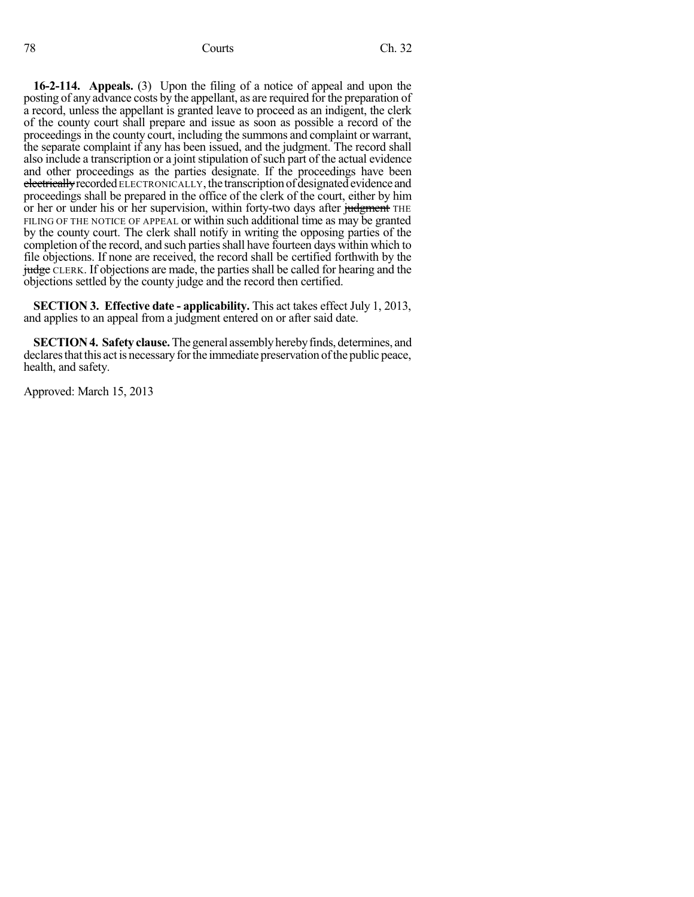**16-2-114. Appeals.** (3) Upon the filing of a notice of appeal and upon the posting of any advance costs by the appellant, as are required for the preparation of a record, unless the appellant is granted leave to proceed as an indigent, the clerk of the county court shall prepare and issue as soon as possible a record of the proceedings in the county court, including the summons and complaint or warrant, the separate complaint if any has been issued, and the judgment. The record shall also include a transcription or a joint stipulation of such part of the actual evidence and other proceedings as the parties designate. If the proceedings have been ~~electrically~~ recorded ELECTRONICALLY, the transcription of designated evidence and proceedings shall be prepared in the office of the clerk of the court, either by him or her or under his or her supervision, within forty-two days after ~~judgment~~ THE FILING OF THE NOTICE OF APPEAL or within such additional time as may be granted by the county court. The clerk shall notify in writing the opposing parties of the completion of the record, and such parties shall have fourteen days within which to file objections. If none are received, the record shall be certified forthwith by the ~~judge~~ CLERK. If objections are made, the parties shall be called for hearing and the objections settled by the county judge and the record then certified.

**SECTION 3. Effective date - applicability.** This act takes effect July 1, 2013, and applies to an appeal from a judgment entered on or after said date.

**SECTION 4. Safety clause.** The general assembly hereby finds, determines, and declares that this act is necessary for the immediate preservation of the public peace, health, and safety.

Approved: March 15, 2013